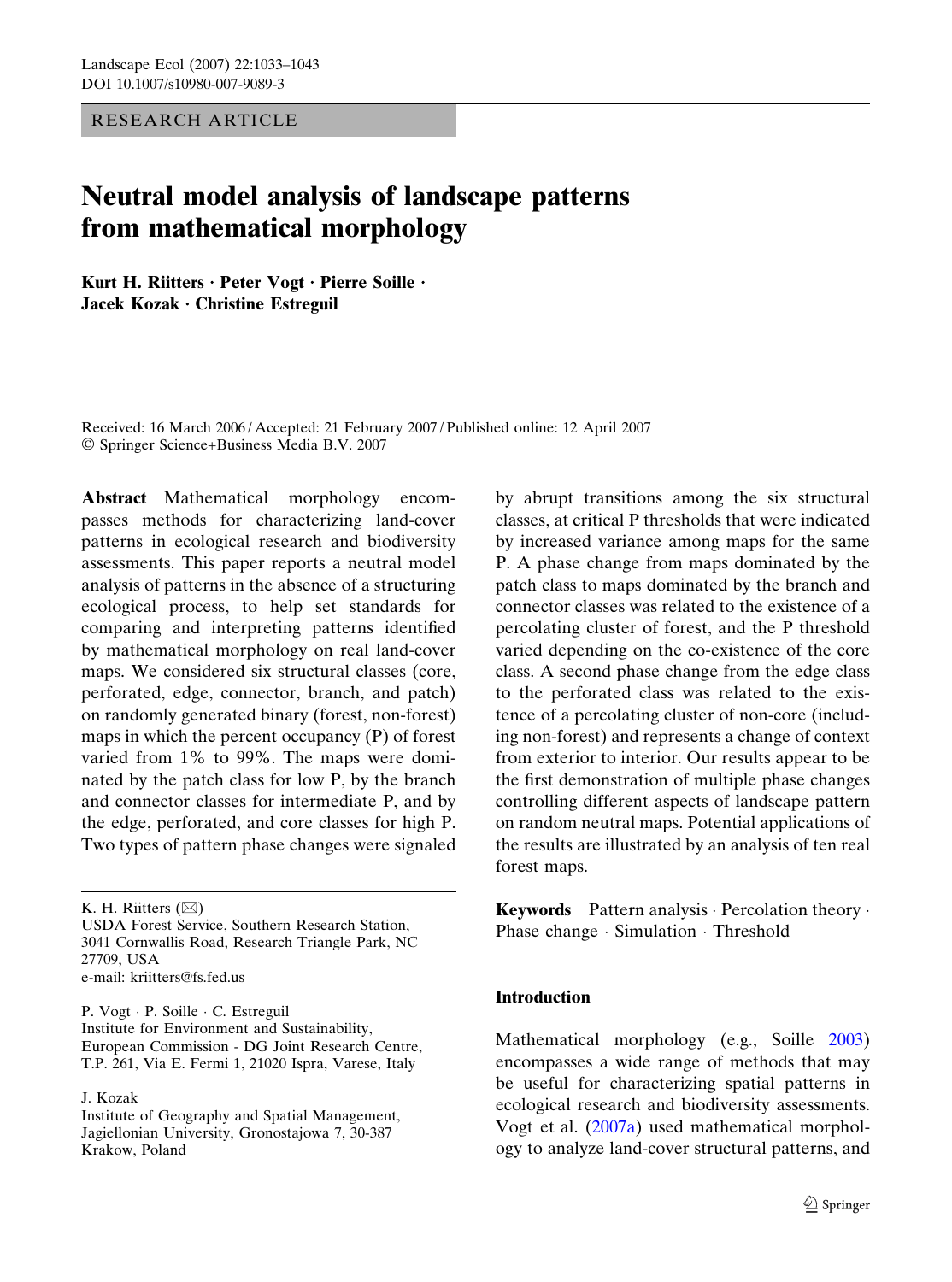RESEARCH ARTICLE

# Neutral model analysis of landscape patterns from mathematical morphology

**Kurt H. Riitters · Peter Vogt · Pierre Soille · Jacek Kozak · Christine Estreguil**

Received: 16 March 2006 / Accepted: 21 February 2007 / Published online: 12 April 2007
© Springer Science+Business Media B.V. 2007

**Abstract** Mathematical morphology encompasses methods for characterizing land-cover patterns in ecological research and biodiversity assessments. This paper reports a neutral model analysis of patterns in the absence of a structuring ecological process, to help set standards for comparing and interpreting patterns identified by mathematical morphology on real land-cover maps. We considered six structural classes (core, perforated, edge, connector, branch, and patch) on randomly generated binary (forest, non-forest) maps in which the percent occupancy (P) of forest varied from 1% to 99%. The maps were dominated by the patch class for low P, by the branch and connector classes for intermediate P, and by the edge, perforated, and core classes for high P. Two types of pattern phase changes were signaled by abrupt transitions among the six structural classes, at critical P thresholds that were indicated by increased variance among maps for the same P. A phase change from maps dominated by the patch class to maps dominated by the branch and connector classes was related to the existence of a percolating cluster of forest, and the P threshold varied depending on the co-existence of the core class. A second phase change from the edge class to the perforated class was related to the existence of a percolating cluster of non-core (including non-forest) and represents a change of context from exterior to interior. Our results appear to be the first demonstration of multiple phase changes controlling different aspects of landscape pattern on random neutral maps. Potential applications of the results are illustrated by an analysis of ten real forest maps.

**Keywords** Pattern analysis · Percolation theory · Phase change · Simulation · Threshold

K. H. Riitters (✉)
USDA Forest Service, Southern Research Station, 3041 Cornwallis Road, Research Triangle Park, NC 27709, USA
e-mail: kriitters@fs.fed.us

P. Vogt · P. Soille · C. Estreguil
Institute for Environment and Sustainability, European Commission - DG Joint Research Centre, T.P. 261, Via E. Fermi 1, 21020 Ispra, Varese, Italy

J. Kozak
Institute of Geography and Spatial Management, Jagiellonian University, Gronostajowa 7, 30-387 Krakow, Poland

## Introduction

Mathematical morphology (e.g., Soille 2003) encompasses a wide range of methods that may be useful for characterizing spatial patterns in ecological research and biodiversity assessments. Vogt et al. (2007a) used mathematical morphology to analyze land-cover structural patterns, and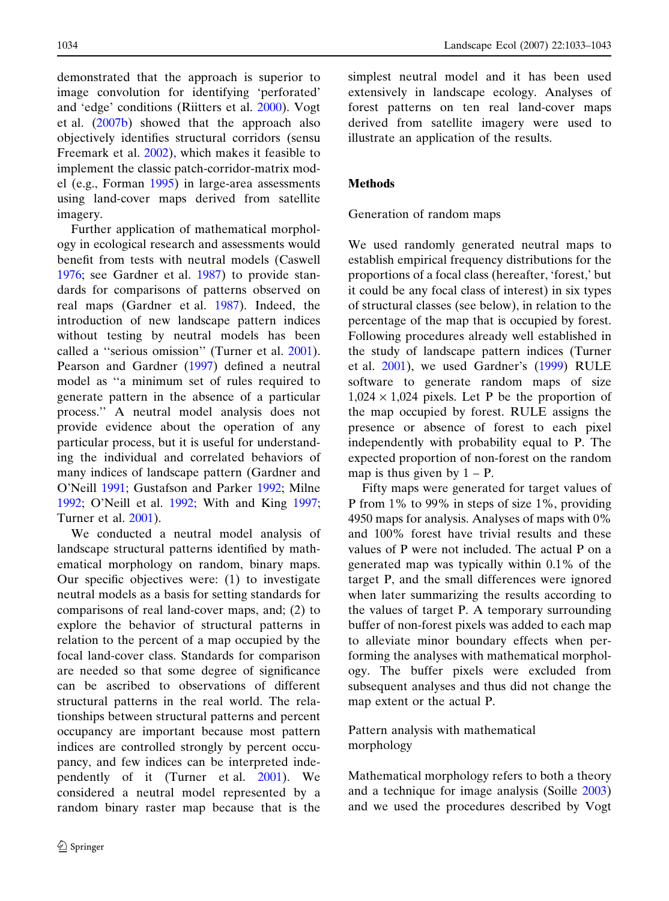demonstrated that the approach is superior to image convolution for identifying 'perforated' and 'edge' conditions (Riitters et al. 2000). Vogt et al. (2007b) showed that the approach also objectively identifies structural corridors (sensu Freemark et al. 2002), which makes it feasible to implement the classic patch-corridor-matrix model (e.g., Forman 1995) in large-area assessments using land-cover maps derived from satellite imagery.

Further application of mathematical morphology in ecological research and assessments would benefit from tests with neutral models (Caswell 1976; see Gardner et al. 1987) to provide standards for comparisons of patterns observed on real maps (Gardner et al. 1987). Indeed, the introduction of new landscape pattern indices without testing by neutral models has been called a ''serious omission'' (Turner et al. 2001). Pearson and Gardner (1997) defined a neutral model as ''a minimum set of rules required to generate pattern in the absence of a particular process.'' A neutral model analysis does not provide evidence about the operation of any particular process, but it is useful for understanding the individual and correlated behaviors of many indices of landscape pattern (Gardner and O'Neill 1991; Gustafson and Parker 1992; Milne 1992; O'Neill et al. 1992; With and King 1997; Turner et al. 2001).

We conducted a neutral model analysis of landscape structural patterns identified by mathematical morphology on random, binary maps. Our specific objectives were: (1) to investigate neutral models as a basis for setting standards for comparisons of real land-cover maps, and; (2) to explore the behavior of structural patterns in relation to the percent of a map occupied by the focal land-cover class. Standards for comparison are needed so that some degree of significance can be ascribed to observations of different structural patterns in the real world. The relationships between structural patterns and percent occupancy are important because most pattern indices are controlled strongly by percent occupancy, and few indices can be interpreted independently of it (Turner et al. 2001). We considered a neutral model represented by a random binary raster map because that is the simplest neutral model and it has been used extensively in landscape ecology. Analyses of forest patterns on ten real land-cover maps derived from satellite imagery were used to illustrate an application of the results.

## Methods

### Generation of random maps

We used randomly generated neutral maps to establish empirical frequency distributions for the proportions of a focal class (hereafter, 'forest,' but it could be any focal class of interest) in six types of structural classes (see below), in relation to the percentage of the map that is occupied by forest. Following procedures already well established in the study of landscape pattern indices (Turner et al. 2001), we used Gardner's (1999) RULE software to generate random maps of size $1,024 \times 1,024$ pixels. Let P be the proportion of the map occupied by forest. RULE assigns the presence or absence of forest to each pixel independently with probability equal to P. The expected proportion of non-forest on the random map is thus given by $1 - P$.

Fifty maps were generated for target values of P from 1% to 99% in steps of size 1%, providing 4950 maps for analysis. Analyses of maps with 0% and 100% forest have trivial results and these values of P were not included. The actual P on a generated map was typically within 0.1% of the target P, and the small differences were ignored when later summarizing the results according to the values of target P. A temporary surrounding buffer of non-forest pixels was added to each map to alleviate minor boundary effects when performing the analyses with mathematical morphology. The buffer pixels were excluded from subsequent analyses and thus did not change the map extent or the actual P.

### Pattern analysis with mathematical morphology

Mathematical morphology refers to both a theory and a technique for image analysis (Soille 2003) and we used the procedures described by Vogt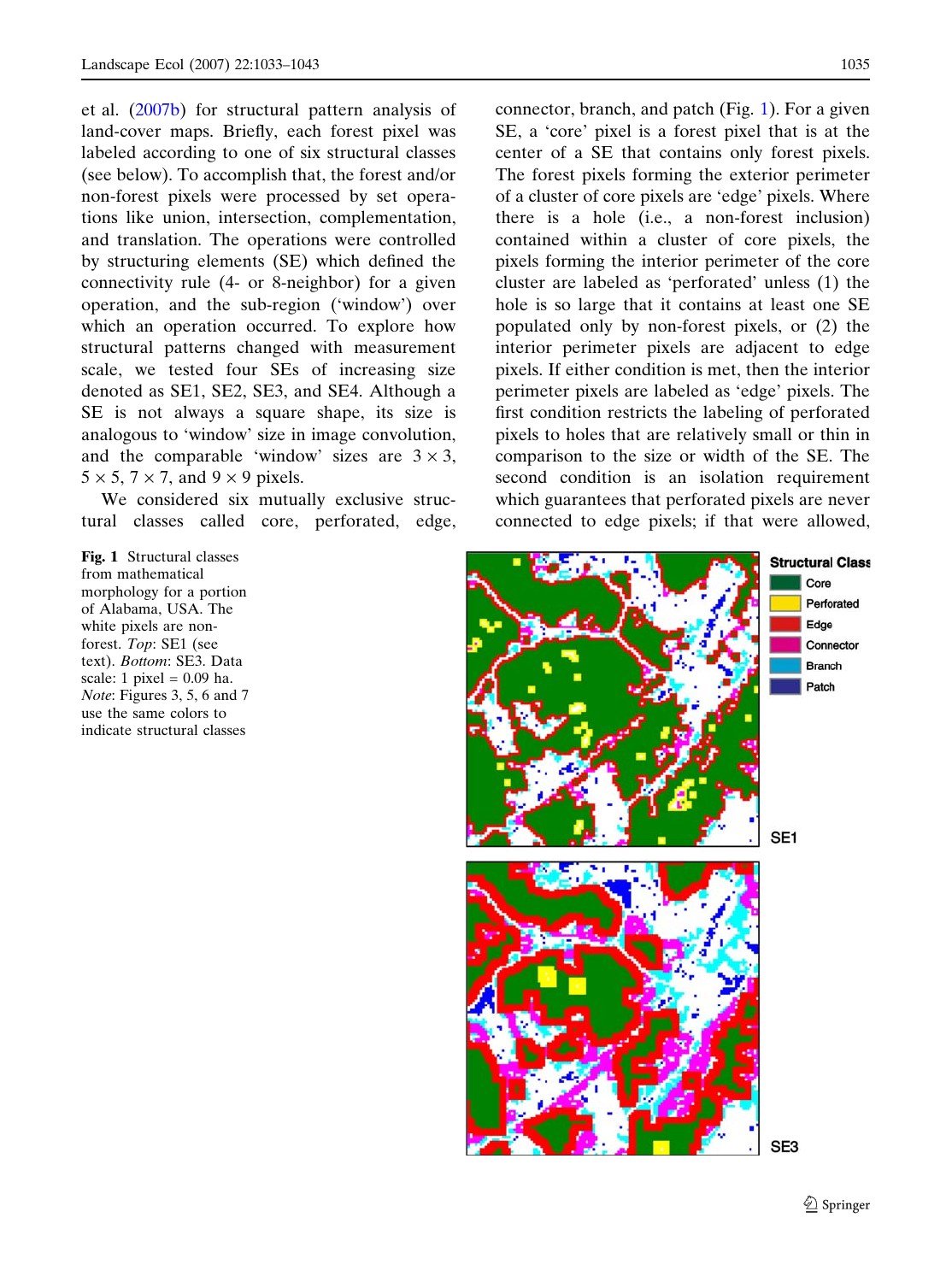et al. (2007b) for structural pattern analysis of land-cover maps. Briefly, each forest pixel was labeled according to one of six structural classes (see below). To accomplish that, the forest and/or non-forest pixels were processed by set operations like union, intersection, complementation, and translation. The operations were controlled by structuring elements (SE) which defined the connectivity rule (4- or 8-neighbor) for a given operation, and the sub-region ('window') over which an operation occurred. To explore how structural patterns changed with measurement scale, we tested four SEs of increasing size denoted as SE1, SE2, SE3, and SE4. Although a SE is not always a square shape, its size is analogous to 'window' size in image convolution, and the comparable 'window' sizes are $3 \times 3$, $5 \times 5$, $7 \times 7$, and $9 \times 9$ pixels.

We considered six mutually exclusive structural classes called core, perforated, edge, connector, branch, and patch (Fig. 1). For a given SE, a 'core' pixel is a forest pixel that is at the center of a SE that contains only forest pixels. The forest pixels forming the exterior perimeter of a cluster of core pixels are 'edge' pixels. Where there is a hole (i.e., a non-forest inclusion) contained within a cluster of core pixels, the pixels forming the interior perimeter of the core cluster are labeled as 'perforated' unless (1) the hole is so large that it contains at least one SE populated only by non-forest pixels, or (2) the interior perimeter pixels are adjacent to edge pixels. If either condition is met, then the interior perimeter pixels are labeled as 'edge' pixels. The first condition restricts the labeling of perforated pixels to holes that are relatively small or thin in comparison to the size or width of the SE. The second condition is an isolation requirement which guarantees that perforated pixels are never connected to edge pixels; if that were allowed,

**Fig. 1** Structural classes from mathematical morphology for a portion of Alabama, USA. The white pixels are non-forest. *Top*: SE1 (see text). *Bottom*: SE3. Data scale: 1 pixel = 0.09 ha. *Note*: Figures 3, 5, 6 and 7 use the same colors to indicate structural classes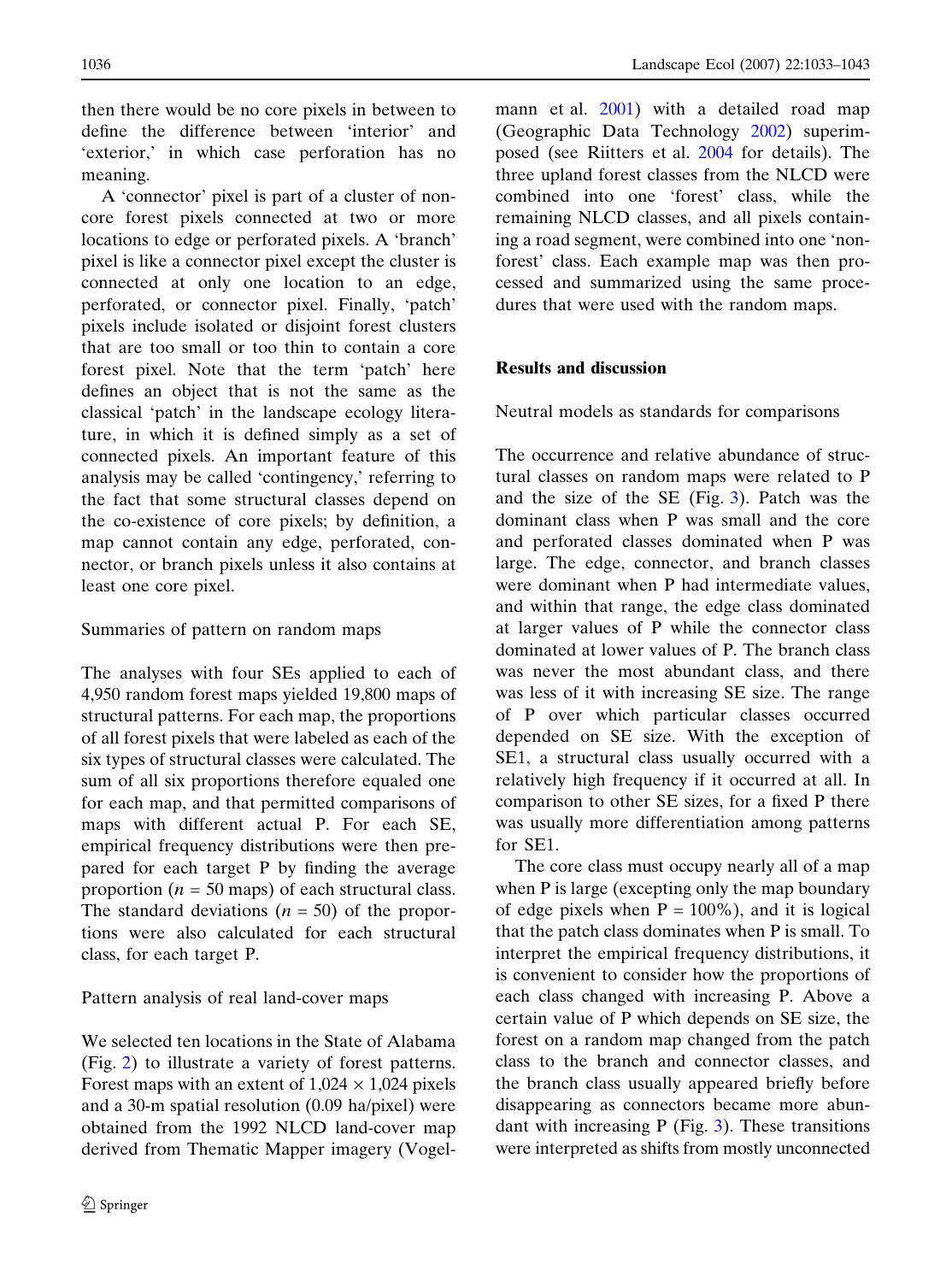then there would be no core pixels in between to define the difference between 'interior' and 'exterior,' in which case perforation has no meaning.

A 'connector' pixel is part of a cluster of non-core forest pixels connected at two or more locations to edge or perforated pixels. A 'branch' pixel is like a connector pixel except the cluster is connected at only one location to an edge, perforated, or connector pixel. Finally, 'patch' pixels include isolated or disjoint forest clusters that are too small or too thin to contain a core forest pixel. Note that the term 'patch' here defines an object that is not the same as the classical 'patch' in the landscape ecology literature, in which it is defined simply as a set of connected pixels. An important feature of this analysis may be called 'contingency,' referring to the fact that some structural classes depend on the co-existence of core pixels; by definition, a map cannot contain any edge, perforated, connector, or branch pixels unless it also contains at least one core pixel.

### Summaries of pattern on random maps

The analyses with four SEs applied to each of 4,950 random forest maps yielded 19,800 maps of structural patterns. For each map, the proportions of all forest pixels that were labeled as each of the six types of structural classes were calculated. The sum of all six proportions therefore equaled one for each map, and that permitted comparisons of maps with different actual P. For each SE, empirical frequency distributions were then prepared for each target P by finding the average proportion ($n = 50$ maps) of each structural class. The standard deviations ($n = 50$) of the proportions were also calculated for each structural class, for each target P.

### Pattern analysis of real land-cover maps

We selected ten locations in the State of Alabama (Fig. 2) to illustrate a variety of forest patterns. Forest maps with an extent of $1,024 \times 1,024$ pixels and a 30-m spatial resolution (0.09 ha/pixel) were obtained from the 1992 NLCD land-cover map derived from Thematic Mapper imagery (Vogelmann et al. 2001) with a detailed road map (Geographic Data Technology 2002) superimposed (see Riitters et al. 2004 for details). The three upland forest classes from the NLCD were combined into one 'forest' class, while the remaining NLCD classes, and all pixels containing a road segment, were combined into one 'non-forest' class. Each example map was then processed and summarized using the same procedures that were used with the random maps.

## Results and discussion

### Neutral models as standards for comparisons

The occurrence and relative abundance of structural classes on random maps were related to P and the size of the SE (Fig. 3). Patch was the dominant class when P was small and the core and perforated classes dominated when P was large. The edge, connector, and branch classes were dominant when P had intermediate values, and within that range, the edge class dominated at larger values of P while the connector class dominated at lower values of P. The branch class was never the most abundant class, and there was less of it with increasing SE size. The range of P over which particular classes occurred depended on SE size. With the exception of SE1, a structural class usually occurred with a relatively high frequency if it occurred at all. In comparison to other SE sizes, for a fixed P there was usually more differentiation among patterns for SE1.

The core class must occupy nearly all of a map when P is large (excepting only the map boundary of edge pixels when P = 100%), and it is logical that the patch class dominates when P is small. To interpret the empirical frequency distributions, it is convenient to consider how the proportions of each class changed with increasing P. Above a certain value of P which depends on SE size, the forest on a random map changed from the patch class to the branch and connector classes, and the branch class usually appeared briefly before disappearing as connectors became more abundant with increasing P (Fig. 3). These transitions were interpreted as shifts from mostly unconnected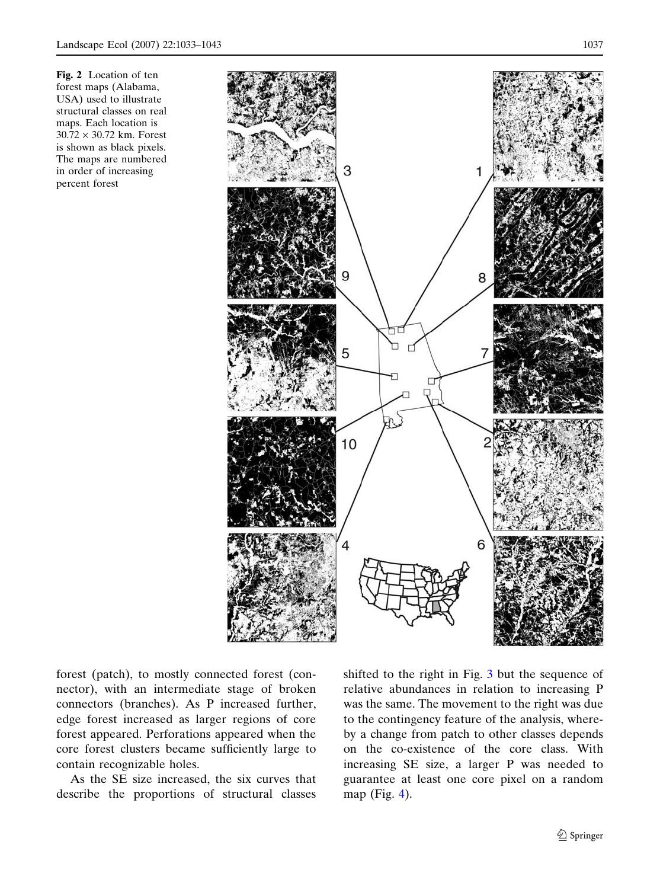**Fig. 2** Location of ten forest maps (Alabama, USA) used to illustrate structural classes on real maps. Each location is 30.72 × 30.72 km. Forest is shown as black pixels. The maps are numbered in order of increasing percent forest

forest (patch), to mostly connected forest (connector), with an intermediate stage of broken connectors (branches). As P increased further, edge forest increased as larger regions of core forest appeared. Perforations appeared when the core forest clusters became sufficiently large to contain recognizable holes.

As the SE size increased, the six curves that describe the proportions of structural classes shifted to the right in Fig. 3 but the sequence of relative abundances in relation to increasing P was the same. The movement to the right was due to the contingency feature of the analysis, whereby a change from patch to other classes depends on the co-existence of the core class. With increasing SE size, a larger P was needed to guarantee at least one core pixel on a random map (Fig. 4).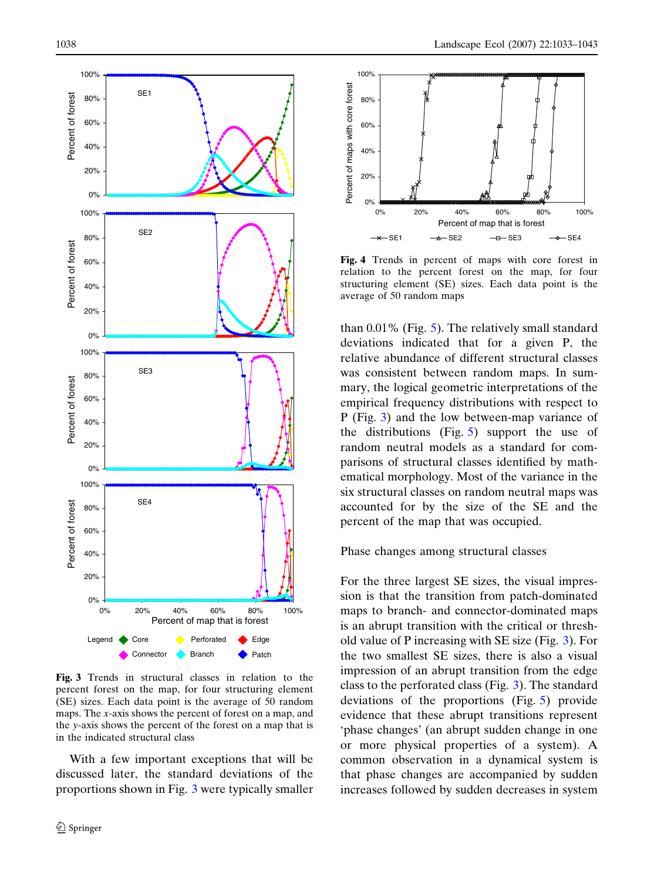Fig. 3 Trends in structural classes in relation to the percent forest on the map, for four structuring element (SE) sizes. Each data point is the average of 50 random maps. The *x*-axis shows the percent of forest on a map, and the *y*-axis shows the percent of the forest on a map that is in the indicated structural class

With a few important exceptions that will be discussed later, the standard deviations of the proportions shown in Fig. 3 were typically smaller than 0.01% (Fig. 5). The relatively small standard deviations indicated that for a given P, the relative abundance of different structural classes was consistent between random maps. In summary, the logical geometric interpretations of the empirical frequency distributions with respect to P (Fig. 3) and the low between-map variance of the distributions (Fig. 5) support the use of random neutral models as a standard for comparisons of structural classes identified by mathematical morphology. Most of the variance in the six structural classes on random neutral maps was accounted for by the size of the SE and the percent of the map that was occupied.

Fig. 4 Trends in percent of maps with core forest in relation to the percent forest on the map, for four structuring element (SE) sizes. Each data point is the average of 50 random maps

## Phase changes among structural classes

For the three largest SE sizes, the visual impression is that the transition from patch-dominated maps to branch- and connector-dominated maps is an abrupt transition with the critical or threshold value of P increasing with SE size (Fig. 3). For the two smallest SE sizes, there is also a visual impression of an abrupt transition from the edge class to the perforated class (Fig. 3). The standard deviations of the proportions (Fig. 5) provide evidence that these abrupt transitions represent 'phase changes' (an abrupt sudden change in one or more physical properties of a system). A common observation in a dynamical system is that phase changes are accompanied by sudden increases followed by sudden decreases in system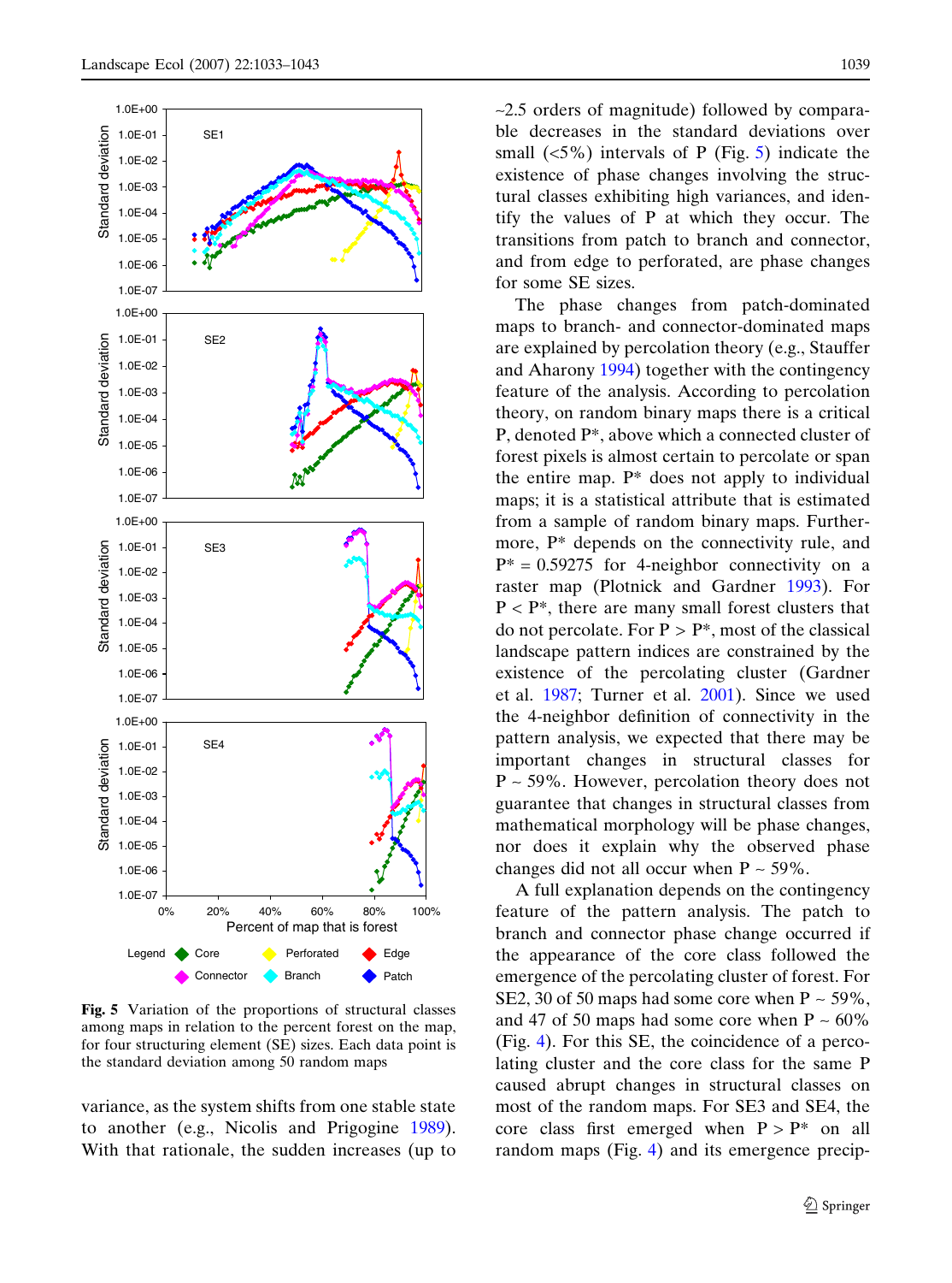Fig. 5 Variation of the proportions of structural classes among maps in relation to the percent forest on the map, for four structuring element (SE) sizes. Each data point is the standard deviation among 50 random maps

variance, as the system shifts from one stable state to another (e.g., Nicolis and Prigogine 1989). With that rationale, the sudden increases (up to ~2.5 orders of magnitude) followed by comparable decreases in the standard deviations over small (<5%) intervals of P (Fig. 5) indicate the existence of phase changes involving the structural classes exhibiting high variances, and identify the values of P at which they occur. The transitions from patch to branch and connector, and from edge to perforated, are phase changes for some SE sizes.

The phase changes from patch-dominated maps to branch- and connector-dominated maps are explained by percolation theory (e.g., Stauffer and Aharony 1994) together with the contingency feature of the analysis. According to percolation theory, on random binary maps there is a critical P, denoted P*, above which a connected cluster of forest pixels is almost certain to percolate or span the entire map. P* does not apply to individual maps; it is a statistical attribute that is estimated from a sample of random binary maps. Furthermore, P* depends on the connectivity rule, and P* = 0.59275 for 4-neighbor connectivity on a raster map (Plotnick and Gardner 1993). For P < P*, there are many small forest clusters that do not percolate. For P > P*, most of the classical landscape pattern indices are constrained by the existence of the percolating cluster (Gardner et al. 1987; Turner et al. 2001). Since we used the 4-neighbor definition of connectivity in the pattern analysis, we expected that there may be important changes in structural classes for P ~ 59%. However, percolation theory does not guarantee that changes in structural classes from mathematical morphology will be phase changes, nor does it explain why the observed phase changes did not all occur when P ~ 59%.

A full explanation depends on the contingency feature of the pattern analysis. The patch to branch and connector phase change occurred if the appearance of the core class followed the emergence of the percolating cluster of forest. For SE2, 30 of 50 maps had some core when P ~ 59%, and 47 of 50 maps had some core when P ~ 60% (Fig. 4). For this SE, the coincidence of a percolating cluster and the core class for the same P caused abrupt changes in structural classes on most of the random maps. For SE3 and SE4, the core class first emerged when P > P* on all random maps (Fig. 4) and its emergence precip-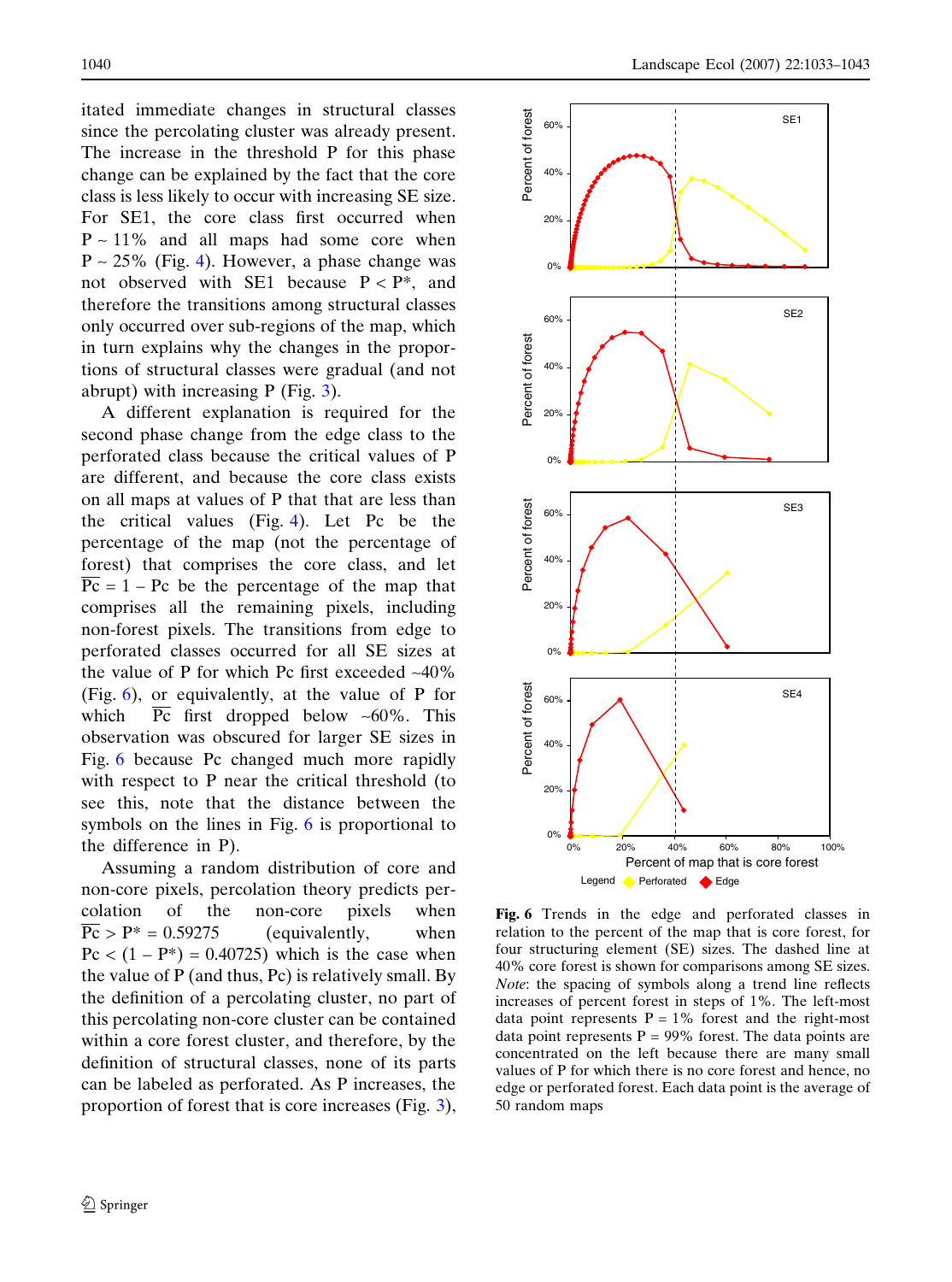itated immediate changes in structural classes since the percolating cluster was already present. The increase in the threshold P for this phase change can be explained by the fact that the core class is less likely to occur with increasing SE size. For SE1, the core class first occurred when P ~ 11% and all maps had some core when P ~ 25% (Fig. 4). However, a phase change was not observed with SE1 because P < P*, and therefore the transitions among structural classes only occurred over sub-regions of the map, which in turn explains why the changes in the proportions of structural classes were gradual (and not abrupt) with increasing P (Fig. 3).

A different explanation is required for the second phase change from the edge class to the perforated class because the critical values of P are different, and because the core class exists on all maps at values of P that that are less than the critical values (Fig. 4). Let Pc be the percentage of the map (not the percentage of forest) that comprises the core class, and let $\overline{Pc}$ = 1 – Pc be the percentage of the map that comprises all the remaining pixels, including non-forest pixels. The transitions from edge to perforated classes occurred for all SE sizes at the value of P for which Pc first exceeded ~40% (Fig. 6), or equivalently, at the value of P for which $\overline{Pc}$ first dropped below ~60%. This observation was obscured for larger SE sizes in Fig. 6 because Pc changed much more rapidly with respect to P near the critical threshold (to see this, note that the distance between the symbols on the lines in Fig. 6 is proportional to the difference in P).

Assuming a random distribution of core and non-core pixels, percolation theory predicts percolation of the non-core pixels when $\overline{Pc}$ > P* = 0.59275 (equivalently, when Pc < (1 – P*) = 0.40725) which is the case when the value of P (and thus, Pc) is relatively small. By the definition of a percolating cluster, no part of this percolating non-core cluster can be contained within a core forest cluster, and therefore, by the definition of structural classes, none of its parts can be labeled as perforated. As P increases, the proportion of forest that is core increases (Fig. 3),

**Fig. 6** Trends in the edge and perforated classes in relation to the percent of the map that is core forest, for four structuring element (SE) sizes. The dashed line at 40% core forest is shown for comparisons among SE sizes. *Note*: the spacing of symbols along a trend line reflects increases of percent forest in steps of 1%. The left-most data point represents P = 1% forest and the right-most data point represents P = 99% forest. The data points are concentrated on the left because there are many small values of P for which there is no core forest and hence, no edge or perforated forest. Each data point is the average of 50 random maps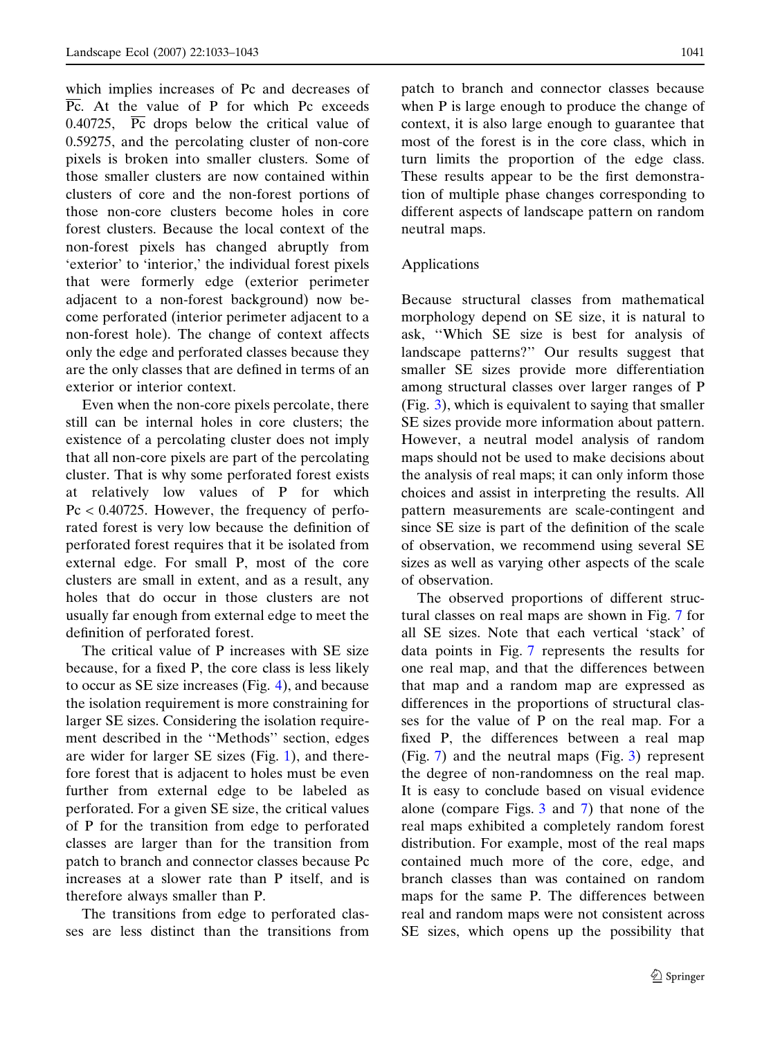which implies increases of Pc and decreases of $\overline{\text{Pc}}$. At the value of P for which Pc exceeds 0.40725, $\overline{\text{Pc}}$ drops below the critical value of 0.59275, and the percolating cluster of non-core pixels is broken into smaller clusters. Some of those smaller clusters are now contained within clusters of core and the non-forest portions of those non-core clusters become holes in core forest clusters. Because the local context of the non-forest pixels has changed abruptly from 'exterior' to 'interior,' the individual forest pixels that were formerly edge (exterior perimeter adjacent to a non-forest background) now become perforated (interior perimeter adjacent to a non-forest hole). The change of context affects only the edge and perforated classes because they are the only classes that are defined in terms of an exterior or interior context.

Even when the non-core pixels percolate, there still can be internal holes in core clusters; the existence of a percolating cluster does not imply that all non-core pixels are part of the percolating cluster. That is why some perforated forest exists at relatively low values of P for which Pc < 0.40725. However, the frequency of perforated forest is very low because the definition of perforated forest requires that it be isolated from external edge. For small P, most of the core clusters are small in extent, and as a result, any holes that do occur in those clusters are not usually far enough from external edge to meet the definition of perforated forest.

The critical value of P increases with SE size because, for a fixed P, the core class is less likely to occur as SE size increases (Fig. 4), and because the isolation requirement is more constraining for larger SE sizes. Considering the isolation requirement described in the ''Methods'' section, edges are wider for larger SE sizes (Fig. 1), and therefore forest that is adjacent to holes must be even further from external edge to be labeled as perforated. For a given SE size, the critical values of P for the transition from edge to perforated classes are larger than for the transition from patch to branch and connector classes because Pc increases at a slower rate than P itself, and is therefore always smaller than P.

The transitions from edge to perforated classes are less distinct than the transitions from patch to branch and connector classes because when P is large enough to produce the change of context, it is also large enough to guarantee that most of the forest is in the core class, which in turn limits the proportion of the edge class. These results appear to be the first demonstration of multiple phase changes corresponding to different aspects of landscape pattern on random neutral maps.

## Applications

Because structural classes from mathematical morphology depend on SE size, it is natural to ask, ''Which SE size is best for analysis of landscape patterns?'' Our results suggest that smaller SE sizes provide more differentiation among structural classes over larger ranges of P (Fig. 3), which is equivalent to saying that smaller SE sizes provide more information about pattern. However, a neutral model analysis of random maps should not be used to make decisions about the analysis of real maps; it can only inform those choices and assist in interpreting the results. All pattern measurements are scale-contingent and since SE size is part of the definition of the scale of observation, we recommend using several SE sizes as well as varying other aspects of the scale of observation.

The observed proportions of different structural classes on real maps are shown in Fig. 7 for all SE sizes. Note that each vertical 'stack' of data points in Fig. 7 represents the results for one real map, and that the differences between that map and a random map are expressed as differences in the proportions of structural classes for the value of P on the real map. For a fixed P, the differences between a real map (Fig. 7) and the neutral maps (Fig. 3) represent the degree of non-randomness on the real map. It is easy to conclude based on visual evidence alone (compare Figs. 3 and 7) that none of the real maps exhibited a completely random forest distribution. For example, most of the real maps contained much more of the core, edge, and branch classes than was contained on random maps for the same P. The differences between real and random maps were not consistent across SE sizes, which opens up the possibility that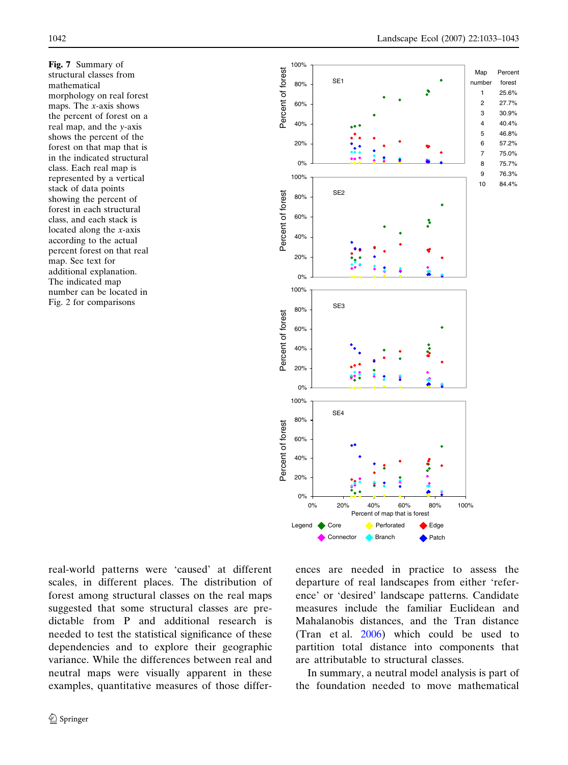**Fig. 7** Summary of structural classes from mathematical morphology on real forest maps. The $x$-axis shows the percent of forest on a real map, and the $y$-axis shows the percent of the forest on that map that is in the indicated structural class. Each real map is represented by a vertical stack of data points showing the percent of forest in each structural class, and each stack is located along the $x$-axis according to the actual percent forest on that real map. See text for additional explanation. The indicated map number can be located in Fig. 2 for comparisons

| Map number | Percent forest |
|---|---|
| 1 | 25.6% |
| 2 | 27.7% |
| 3 | 30.9% |
| 4 | 40.4% |
| 5 | 46.8% |
| 6 | 57.2% |
| 7 | 75.0% |
| 8 | 75.7% |
| 9 | 76.3% |
| 10 | 84.4% |

real-world patterns were 'caused' at different scales, in different places. The distribution of forest among structural classes on the real maps suggested that some structural classes are predictable from P and additional research is needed to test the statistical significance of these dependencies and to explore their geographic variance. While the differences between real and neutral maps were visually apparent in these examples, quantitative measures of those differences are needed in practice to assess the departure of real landscapes from either 'reference' or 'desired' landscape patterns. Candidate measures include the familiar Euclidean and Mahalanobis distances, and the Tran distance (Tran et al. 2006) which could be used to partition total distance into components that are attributable to structural classes.

In summary, a neutral model analysis is part of the foundation needed to move mathematical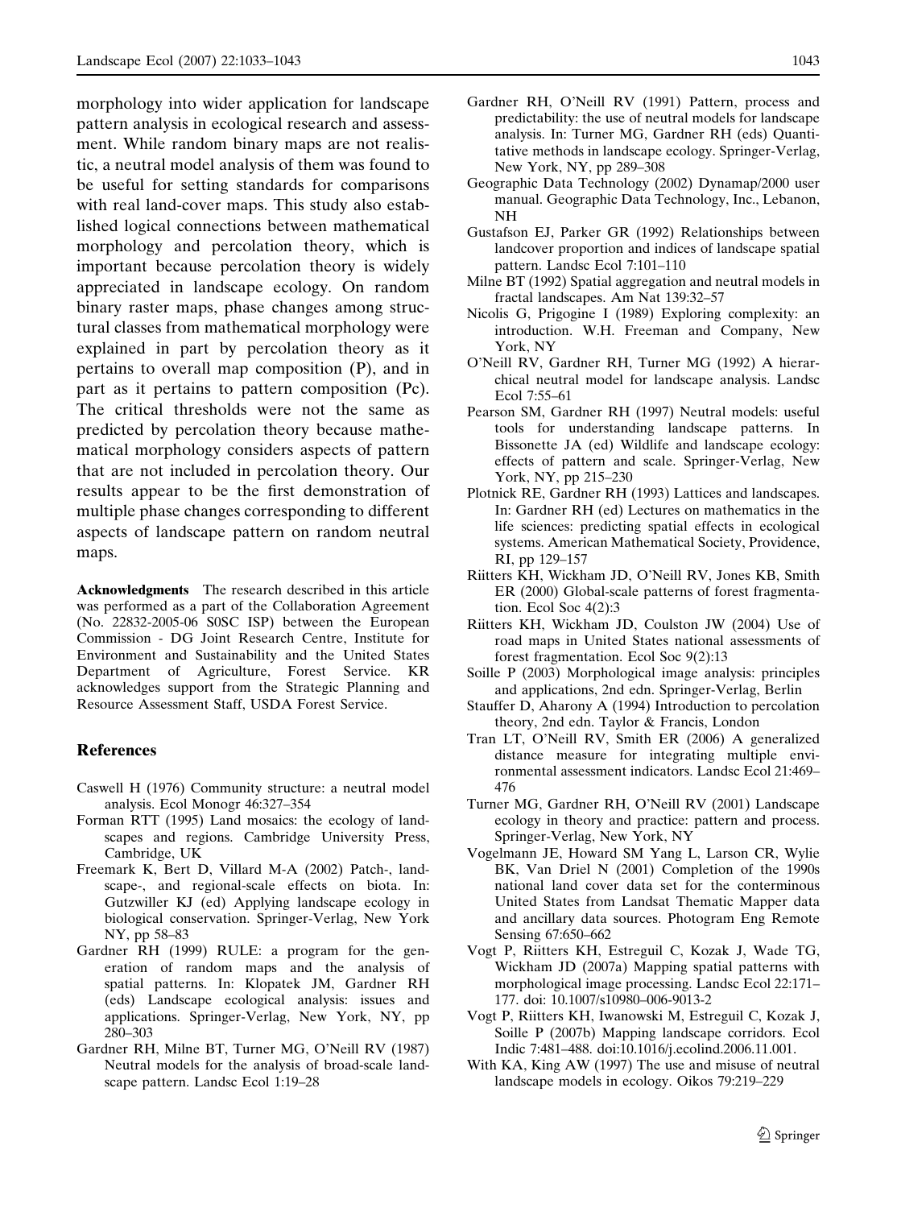morphology into wider application for landscape pattern analysis in ecological research and assessment. While random binary maps are not realistic, a neutral model analysis of them was found to be useful for setting standards for comparisons with real land-cover maps. This study also established logical connections between mathematical morphology and percolation theory, which is important because percolation theory is widely appreciated in landscape ecology. On random binary raster maps, phase changes among structural classes from mathematical morphology were explained in part by percolation theory as it pertains to overall map composition (P), and in part as it pertains to pattern composition (Pc). The critical thresholds were not the same as predicted by percolation theory because mathematical morphology considers aspects of pattern that are not included in percolation theory. Our results appear to be the first demonstration of multiple phase changes corresponding to different aspects of landscape pattern on random neutral maps.

**Acknowledgments** The research described in this article was performed as a part of the Collaboration Agreement (No. 22832-2005-06 S0SC ISP) between the European Commission - DG Joint Research Centre, Institute for Environment and Sustainability and the United States Department of Agriculture, Forest Service. KR acknowledges support from the Strategic Planning and Resource Assessment Staff, USDA Forest Service.

## References

Caswell H (1976) Community structure: a neutral model analysis. Ecol Monogr 46:327–354

Forman RTT (1995) Land mosaics: the ecology of landscapes and regions. Cambridge University Press, Cambridge, UK

Freemark K, Bert D, Villard M-A (2002) Patch-, landscape-, and regional-scale effects on biota. In: Gutzwiller KJ (ed) Applying landscape ecology in biological conservation. Springer-Verlag, New York NY, pp 58–83

Gardner RH (1999) RULE: a program for the generation of random maps and the analysis of spatial patterns. In: Klopatek JM, Gardner RH (eds) Landscape ecological analysis: issues and applications. Springer-Verlag, New York, NY, pp 280–303

Gardner RH, Milne BT, Turner MG, O'Neill RV (1987) Neutral models for the analysis of broad-scale landscape pattern. Landsc Ecol 1:19–28

Gardner RH, O'Neill RV (1991) Pattern, process and predictability: the use of neutral models for landscape analysis. In: Turner MG, Gardner RH (eds) Quantitative methods in landscape ecology. Springer-Verlag, New York, NY, pp 289–308

Geographic Data Technology (2002) Dynamap/2000 user manual. Geographic Data Technology, Inc., Lebanon, NH

Gustafson EJ, Parker GR (1992) Relationships between landcover proportion and indices of landscape spatial pattern. Landsc Ecol 7:101–110

Milne BT (1992) Spatial aggregation and neutral models in fractal landscapes. Am Nat 139:32–57

Nicolis G, Prigogine I (1989) Exploring complexity: an introduction. W.H. Freeman and Company, New York, NY

O'Neill RV, Gardner RH, Turner MG (1992) A hierarchical neutral model for landscape analysis. Landsc Ecol 7:55–61

Pearson SM, Gardner RH (1997) Neutral models: useful tools for understanding landscape patterns. In Bissonette JA (ed) Wildlife and landscape ecology: effects of pattern and scale. Springer-Verlag, New York, NY, pp 215–230

Plotnick RE, Gardner RH (1993) Lattices and landscapes. In: Gardner RH (ed) Lectures on mathematics in the life sciences: predicting spatial effects in ecological systems. American Mathematical Society, Providence, RI, pp 129–157

Riitters KH, Wickham JD, O'Neill RV, Jones KB, Smith ER (2000) Global-scale patterns of forest fragmentation. Ecol Soc 4(2):3

Riitters KH, Wickham JD, Coulston JW (2004) Use of road maps in United States national assessments of forest fragmentation. Ecol Soc 9(2):13

Soille P (2003) Morphological image analysis: principles and applications, 2nd edn. Springer-Verlag, Berlin

Stauffer D, Aharony A (1994) Introduction to percolation theory, 2nd edn. Taylor & Francis, London

Tran LT, O'Neill RV, Smith ER (2006) A generalized distance measure for integrating multiple environmental assessment indicators. Landsc Ecol 21:469–476

Turner MG, Gardner RH, O'Neill RV (2001) Landscape ecology in theory and practice: pattern and process. Springer-Verlag, New York, NY

Vogelmann JE, Howard SM Yang L, Larson CR, Wylie BK, Van Driel N (2001) Completion of the 1990s national land cover data set for the conterminous United States from Landsat Thematic Mapper data and ancillary data sources. Photogram Eng Remote Sensing 67:650–662

Vogt P, Riitters KH, Estreguil C, Kozak J, Wade TG, Wickham JD (2007a) Mapping spatial patterns with morphological image processing. Landsc Ecol 22:171–177. doi: 10.1007/s10980–006-9013-2

Vogt P, Riitters KH, Iwanowski M, Estreguil C, Kozak J, Soille P (2007b) Mapping landscape corridors. Ecol Indic 7:481–488. doi:10.1016/j.ecolind.2006.11.001.

With KA, King AW (1997) The use and misuse of neutral landscape models in ecology. Oikos 79:219–229